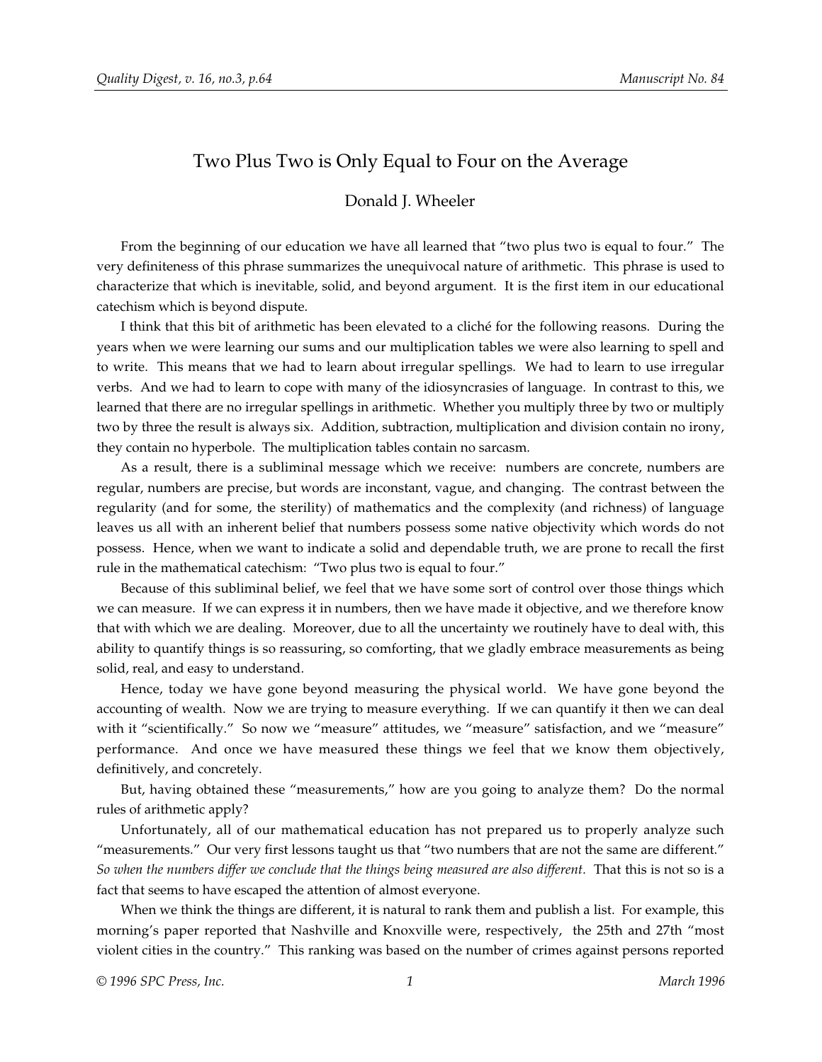# Two Plus Two is Only Equal to Four on the Average

Donald J. Wheeler

From the beginning of our education we have all learned that "two plus two is equal to four." The very definiteness of this phrase summarizes the unequivocal nature of arithmetic. This phrase is used to characterize that which is inevitable, solid, and beyond argument. It is the first item in our educational catechism which is beyond dispute.

I think that this bit of arithmetic has been elevated to a cliché for the following reasons. During the years when we were learning our sums and our multiplication tables we were also learning to spell and to write. This means that we had to learn about irregular spellings. We had to learn to use irregular verbs. And we had to learn to cope with many of the idiosyncrasies of language. In contrast to this, we learned that there are no irregular spellings in arithmetic. Whether you multiply three by two or multiply two by three the result is always six. Addition, subtraction, multiplication and division contain no irony, they contain no hyperbole. The multiplication tables contain no sarcasm.

As a result, there is a subliminal message which we receive: numbers are concrete, numbers are regular, numbers are precise, but words are inconstant, vague, and changing. The contrast between the regularity (and for some, the sterility) of mathematics and the complexity (and richness) of language leaves us all with an inherent belief that numbers possess some native objectivity which words do not possess. Hence, when we want to indicate a solid and dependable truth, we are prone to recall the first rule in the mathematical catechism: "Two plus two is equal to four."

Because of this subliminal belief, we feel that we have some sort of control over those things which we can measure. If we can express it in numbers, then we have made it objective, and we therefore know that with which we are dealing. Moreover, due to all the uncertainty we routinely have to deal with, this ability to quantify things is so reassuring, so comforting, that we gladly embrace measurements as being solid, real, and easy to understand.

Hence, today we have gone beyond measuring the physical world. We have gone beyond the accounting of wealth. Now we are trying to measure everything. If we can quantify it then we can deal with it "scientifically." So now we "measure" attitudes, we "measure" satisfaction, and we "measure" performance. And once we have measured these things we feel that we know them objectively, definitively, and concretely.

But, having obtained these "measurements," how are you going to analyze them? Do the normal rules of arithmetic apply?

Unfortunately, all of our mathematical education has not prepared us to properly analyze such "measurements." Our very first lessons taught us that "two numbers that are not the same are different." *So when the numbers differ we conclude that the things being measured are also different.* That this is not so is a fact that seems to have escaped the attention of almost everyone.

When we think the things are different, it is natural to rank them and publish a list. For example, this morning's paper reported that Nashville and Knoxville were, respectively, the 25th and 27th "most violent cities in the country." This ranking was based on the number of crimes against persons reported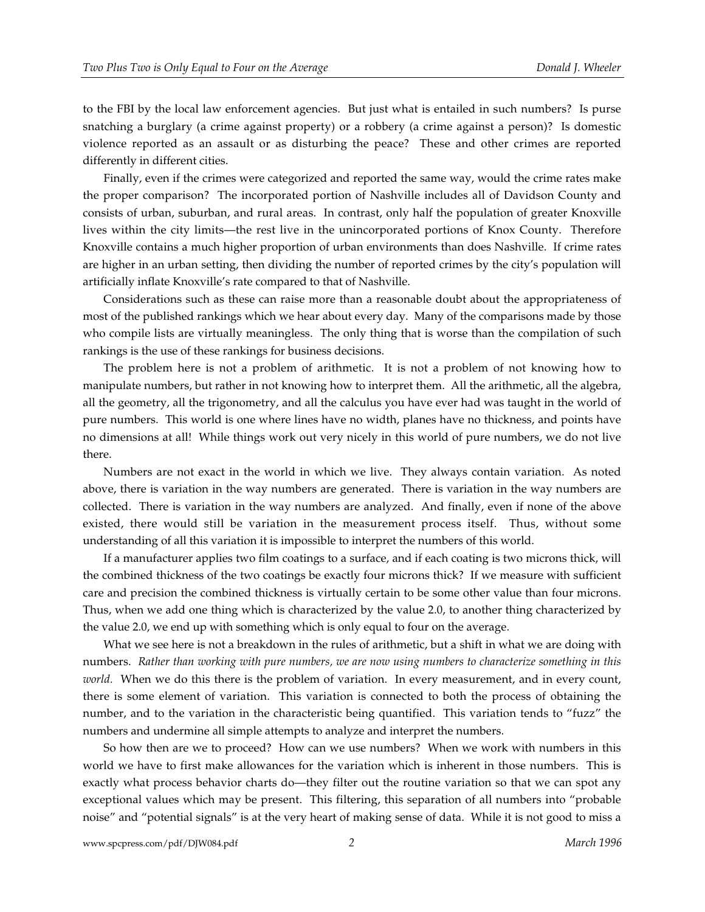to the FBI by the local law enforcement agencies. But just what is entailed in such numbers? Is purse snatching a burglary (a crime against property) or a robbery (a crime against a person)? Is domestic violence reported as an assault or as disturbing the peace? These and other crimes are reported differently in different cities.

Finally, even if the crimes were categorized and reported the same way, would the crime rates make the proper comparison? The incorporated portion of Nashville includes all of Davidson County and consists of urban, suburban, and rural areas. In contrast, only half the population of greater Knoxville lives within the city limits—the rest live in the unincorporated portions of Knox County. Therefore Knoxville contains a much higher proportion of urban environments than does Nashville. If crime rates are higher in an urban setting, then dividing the number of reported crimes by the city's population will artificially inflate Knoxville's rate compared to that of Nashville.

Considerations such as these can raise more than a reasonable doubt about the appropriateness of most of the published rankings which we hear about every day. Many of the comparisons made by those who compile lists are virtually meaningless. The only thing that is worse than the compilation of such rankings is the use of these rankings for business decisions.

The problem here is not a problem of arithmetic. It is not a problem of not knowing how to manipulate numbers, but rather in not knowing how to interpret them. All the arithmetic, all the algebra, all the geometry, all the trigonometry, and all the calculus you have ever had was taught in the world of pure numbers. This world is one where lines have no width, planes have no thickness, and points have no dimensions at all! While things work out very nicely in this world of pure numbers, we do not live there.

Numbers are not exact in the world in which we live. They always contain variation. As noted above, there is variation in the way numbers are generated. There is variation in the way numbers are collected. There is variation in the way numbers are analyzed. And finally, even if none of the above existed, there would still be variation in the measurement process itself. Thus, without some understanding of all this variation it is impossible to interpret the numbers of this world.

If a manufacturer applies two film coatings to a surface, and if each coating is two microns thick, will the combined thickness of the two coatings be exactly four microns thick? If we measure with sufficient care and precision the combined thickness is virtually certain to be some other value than four microns. Thus, when we add one thing which is characterized by the value 2.0, to another thing characterized by the value 2.0, we end up with something which is only equal to four on the average.

What we see here is not a breakdown in the rules of arithmetic, but a shift in what we are doing with numbers. *Rather than working with pure numbers, we are now using numbers to characterize something in this world.* When we do this there is the problem of variation. In every measurement, and in every count, there is some element of variation. This variation is connected to both the process of obtaining the number, and to the variation in the characteristic being quantified. This variation tends to "fuzz" the numbers and undermine all simple attempts to analyze and interpret the numbers.

So how then are we to proceed? How can we use numbers? When we work with numbers in this world we have to first make allowances for the variation which is inherent in those numbers. This is exactly what process behavior charts do—they filter out the routine variation so that we can spot any exceptional values which may be present. This filtering, this separation of all numbers into "probable noise" and "potential signals" is at the very heart of making sense of data. While it is not good to miss a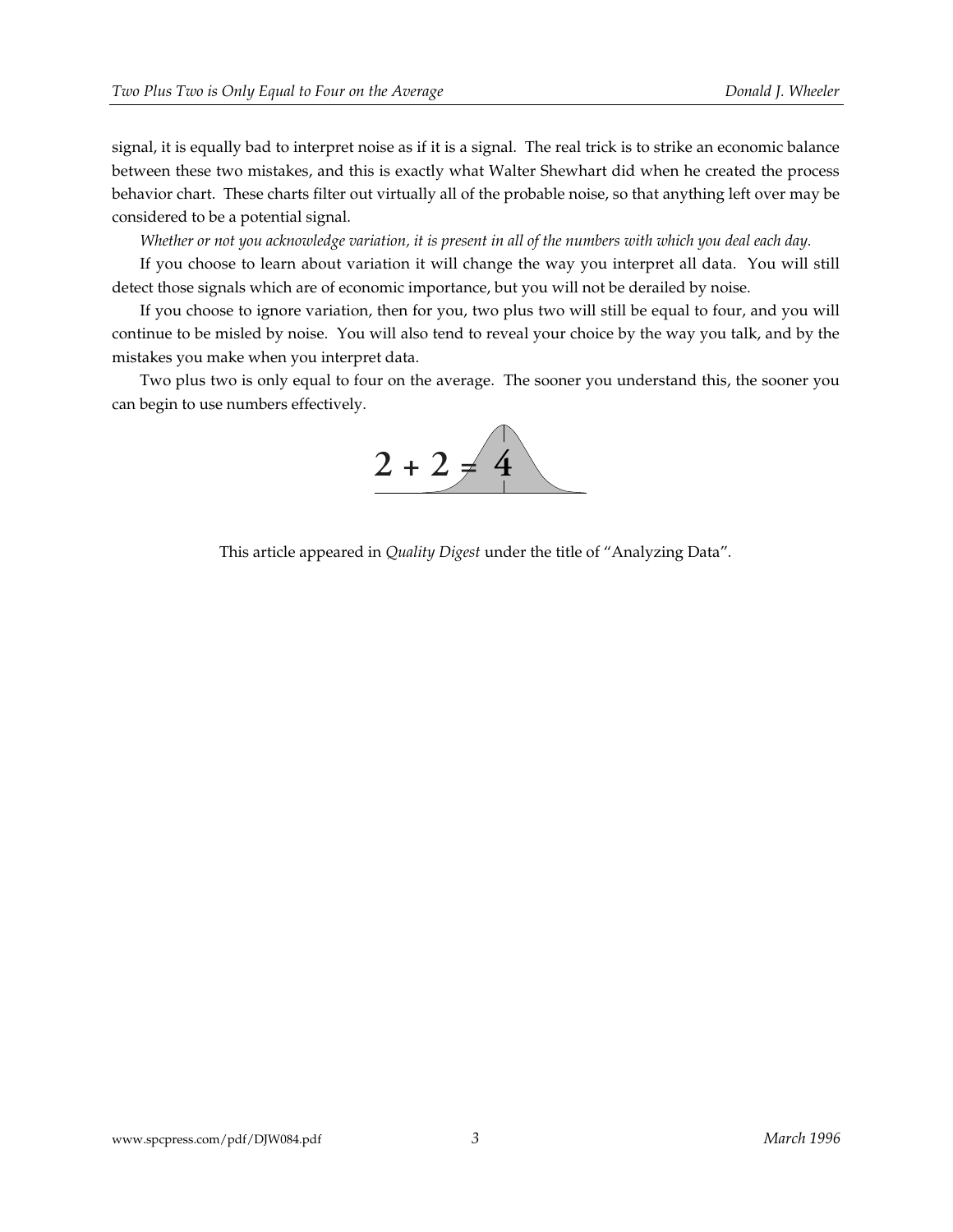signal, it is equally bad to interpret noise as if it is a signal. The real trick is to strike an economic balance between these two mistakes, and this is exactly what Walter Shewhart did when he created the process behavior chart. These charts filter out virtually all of the probable noise, so that anything left over may be considered to be a potential signal.

*Whether or not you acknowledge variation, it is present in all of the numbers with which you deal each day.*

If you choose to learn about variation it will change the way you interpret all data. You will still detect those signals which are of economic importance, but you will not be derailed by noise.

If you choose to ignore variation, then for you, two plus two will still be equal to four, and you will continue to be misled by noise. You will also tend to reveal your choice by the way you talk, and by the mistakes you make when you interpret data.

Two plus two is only equal to four on the average. The sooner you understand this, the sooner you can begin to use numbers effectively.

2 + 2 = 4

This article appeared in *Quality Digest* under the title of "Analyzing Data".